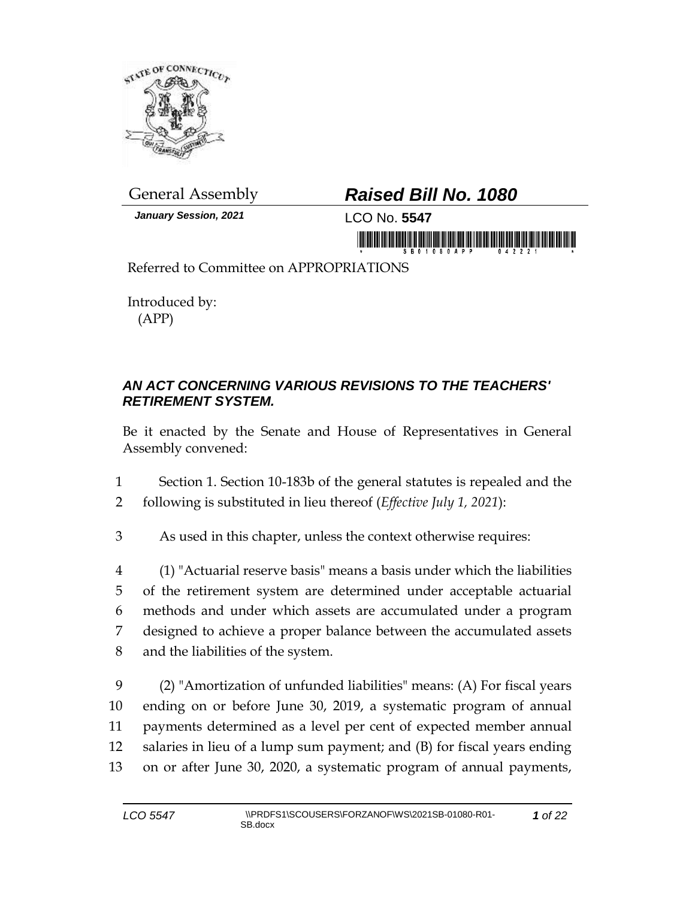General Assembly

# *Raised Bill No. 1080*

***January Session, 2021***

LCO No. **5547**

Referred to Committee on APPROPRIATIONS

Introduced by:
(APP)

### *AN ACT CONCERNING VARIOUS REVISIONS TO THE TEACHERS' RETIREMENT SYSTEM.*

Be it enacted by the Senate and House of Representatives in General Assembly convened:

1 Section 1. Section 10-183b of the general statutes is repealed and the
2 following is substituted in lieu thereof (*Effective July 1, 2021*):

3 As used in this chapter, unless the context otherwise requires:

4 (1) "Actuarial reserve basis" means a basis under which the liabilities
5 of the retirement system are determined under acceptable actuarial
6 methods and under which assets are accumulated under a program
7 designed to achieve a proper balance between the accumulated assets
8 and the liabilities of the system.

9 (2) "Amortization of unfunded liabilities" means: (A) For fiscal years
10 ending on or before June 30, 2019, a systematic program of annual
11 payments determined as a level per cent of expected member annual
12 salaries in lieu of a lump sum payment; and (B) for fiscal years ending
13 on or after June 30, 2020, a systematic program of annual payments,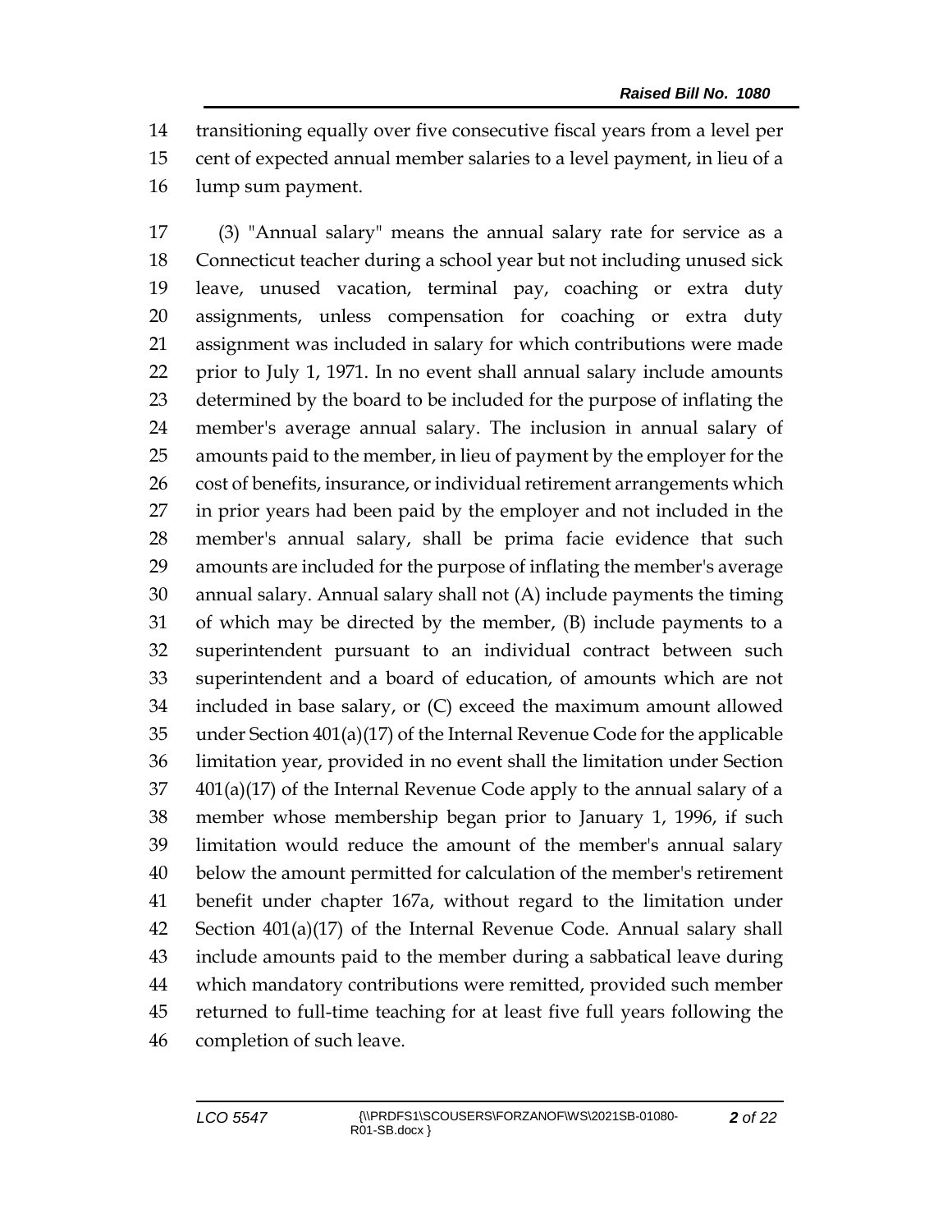transitioning equally over five consecutive fiscal years from a level per cent of expected annual member salaries to a level payment, in lieu of a lump sum payment.

(3) "Annual salary" means the annual salary rate for service as a Connecticut teacher during a school year but not including unused sick leave, unused vacation, terminal pay, coaching or extra duty assignments, unless compensation for coaching or extra duty assignment was included in salary for which contributions were made prior to July 1, 1971. In no event shall annual salary include amounts determined by the board to be included for the purpose of inflating the member's average annual salary. The inclusion in annual salary of amounts paid to the member, in lieu of payment by the employer for the cost of benefits, insurance, or individual retirement arrangements which in prior years had been paid by the employer and not included in the member's annual salary, shall be prima facie evidence that such amounts are included for the purpose of inflating the member's average annual salary. Annual salary shall not (A) include payments the timing of which may be directed by the member, (B) include payments to a superintendent pursuant to an individual contract between such superintendent and a board of education, of amounts which are not included in base salary, or (C) exceed the maximum amount allowed under Section 401(a)(17) of the Internal Revenue Code for the applicable limitation year, provided in no event shall the limitation under Section 401(a)(17) of the Internal Revenue Code apply to the annual salary of a member whose membership began prior to January 1, 1996, if such limitation would reduce the amount of the member's annual salary below the amount permitted for calculation of the member's retirement benefit under chapter 167a, without regard to the limitation under Section 401(a)(17) of the Internal Revenue Code. Annual salary shall include amounts paid to the member during a sabbatical leave during which mandatory contributions were remitted, provided such member returned to full-time teaching for at least five full years following the completion of such leave.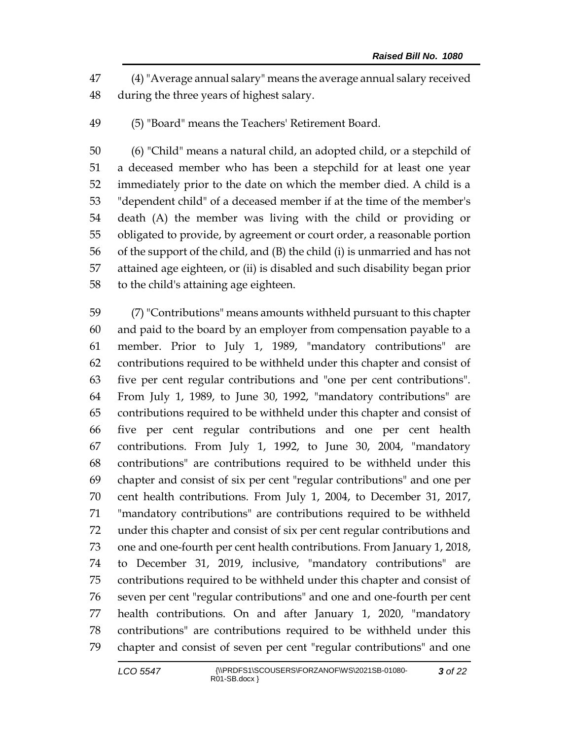(4) "Average annual salary" means the average annual salary received during the three years of highest salary.

(5) "Board" means the Teachers' Retirement Board.

(6) "Child" means a natural child, an adopted child, or a stepchild of a deceased member who has been a stepchild for at least one year immediately prior to the date on which the member died. A child is a "dependent child" of a deceased member if at the time of the member's death (A) the member was living with the child or providing or obligated to provide, by agreement or court order, a reasonable portion of the support of the child, and (B) the child (i) is unmarried and has not attained age eighteen, or (ii) is disabled and such disability began prior to the child's attaining age eighteen.

(7) "Contributions" means amounts withheld pursuant to this chapter and paid to the board by an employer from compensation payable to a member. Prior to July 1, 1989, "mandatory contributions" are contributions required to be withheld under this chapter and consist of five per cent regular contributions and "one per cent contributions". From July 1, 1989, to June 30, 1992, "mandatory contributions" are contributions required to be withheld under this chapter and consist of five per cent regular contributions and one per cent health contributions. From July 1, 1992, to June 30, 2004, "mandatory contributions" are contributions required to be withheld under this chapter and consist of six per cent "regular contributions" and one per cent health contributions. From July 1, 2004, to December 31, 2017, "mandatory contributions" are contributions required to be withheld under this chapter and consist of six per cent regular contributions and one and one-fourth per cent health contributions. From January 1, 2018, to December 31, 2019, inclusive, "mandatory contributions" are contributions required to be withheld under this chapter and consist of seven per cent "regular contributions" and one and one-fourth per cent health contributions. On and after January 1, 2020, "mandatory contributions" are contributions required to be withheld under this chapter and consist of seven per cent "regular contributions" and one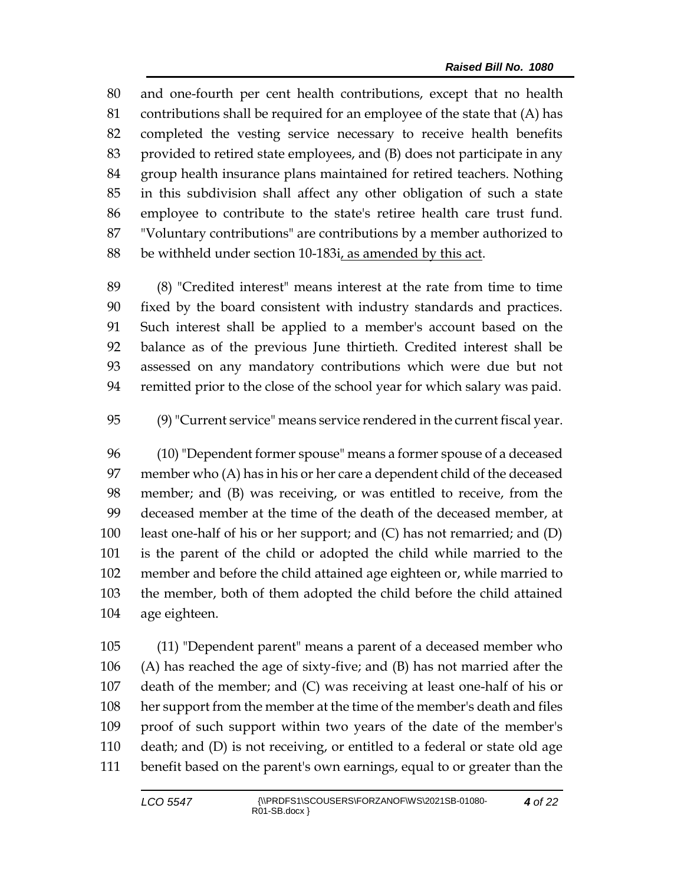and one-fourth per cent health contributions, except that no health contributions shall be required for an employee of the state that (A) has completed the vesting service necessary to receive health benefits provided to retired state employees, and (B) does not participate in any group health insurance plans maintained for retired teachers. Nothing in this subdivision shall affect any other obligation of such a state employee to contribute to the state's retiree health care trust fund. "Voluntary contributions" are contributions by a member authorized to be withheld under section 10-183i<u>, as amended by this act</u>.

(8) "Credited interest" means interest at the rate from time to time fixed by the board consistent with industry standards and practices. Such interest shall be applied to a member's account based on the balance as of the previous June thirtieth. Credited interest shall be assessed on any mandatory contributions which were due but not remitted prior to the close of the school year for which salary was paid.

(9) "Current service" means service rendered in the current fiscal year.

(10) "Dependent former spouse" means a former spouse of a deceased member who (A) has in his or her care a dependent child of the deceased member; and (B) was receiving, or was entitled to receive, from the deceased member at the time of the death of the deceased member, at least one-half of his or her support; and (C) has not remarried; and (D) is the parent of the child or adopted the child while married to the member and before the child attained age eighteen or, while married to the member, both of them adopted the child before the child attained age eighteen.

(11) "Dependent parent" means a parent of a deceased member who (A) has reached the age of sixty-five; and (B) has not married after the death of the member; and (C) was receiving at least one-half of his or her support from the member at the time of the member's death and files proof of such support within two years of the date of the member's death; and (D) is not receiving, or entitled to a federal or state old age benefit based on the parent's own earnings, equal to or greater than the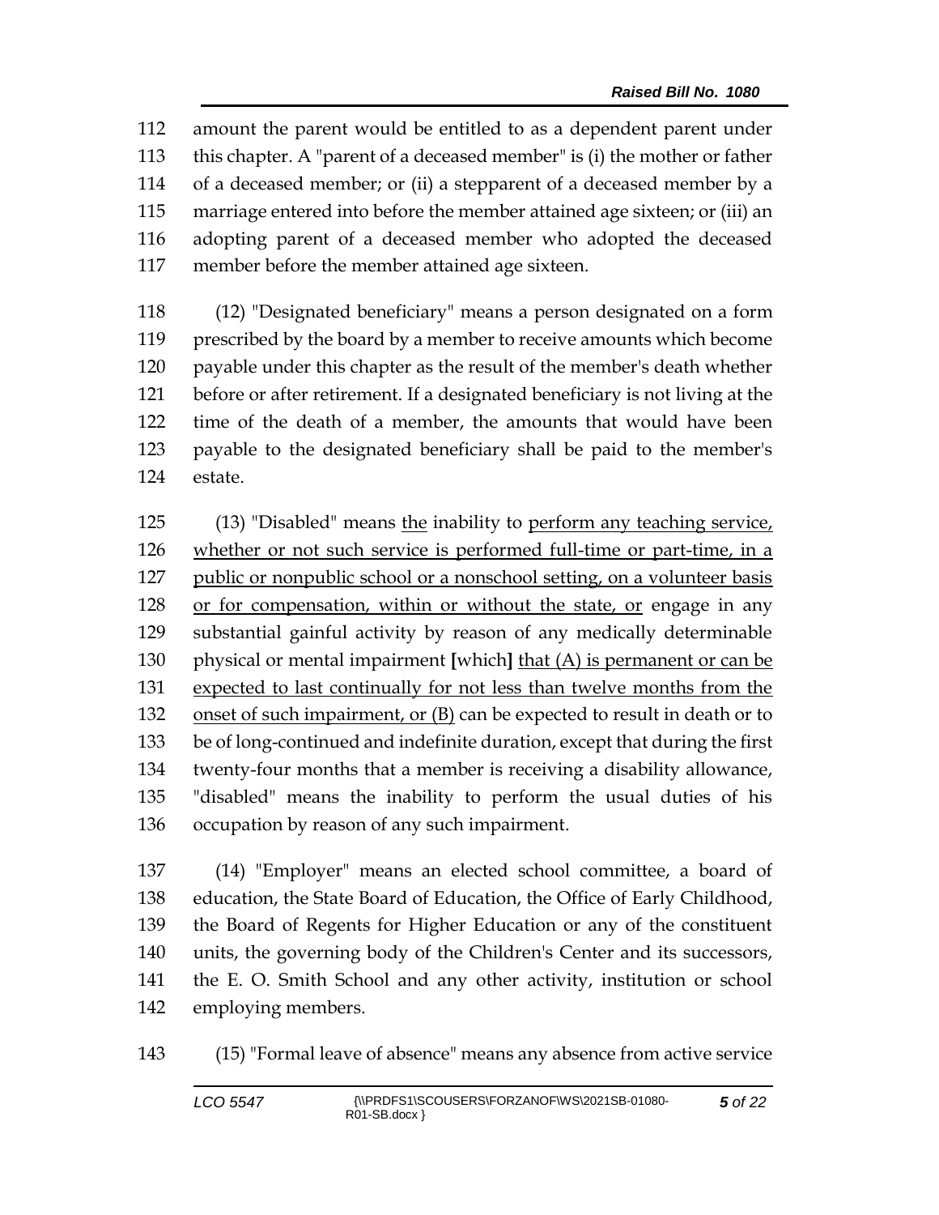amount the parent would be entitled to as a dependent parent under this chapter. A "parent of a deceased member" is (i) the mother or father of a deceased member; or (ii) a stepparent of a deceased member by a marriage entered into before the member attained age sixteen; or (iii) an adopting parent of a deceased member who adopted the deceased member before the member attained age sixteen.

(12) "Designated beneficiary" means a person designated on a form prescribed by the board by a member to receive amounts which become payable under this chapter as the result of the member's death whether before or after retirement. If a designated beneficiary is not living at the time of the death of a member, the amounts that would have been payable to the designated beneficiary shall be paid to the member's estate.

(13) "Disabled" means <u>the</u> inability to <u>perform any teaching service, whether or not such service is performed full-time or part-time, in a public or nonpublic school or a nonschool setting, on a volunteer basis or for compensation, within or without the state, or</u> engage in any substantial gainful activity by reason of any medically determinable physical or mental impairment **[**which**]** <u>that (A) is permanent or can be expected to last continually for not less than twelve months from the onset of such impairment, or (B)</u> can be expected to result in death or to be of long-continued and indefinite duration, except that during the first twenty-four months that a member is receiving a disability allowance, "disabled" means the inability to perform the usual duties of his occupation by reason of any such impairment.

(14) "Employer" means an elected school committee, a board of education, the State Board of Education, the Office of Early Childhood, the Board of Regents for Higher Education or any of the constituent units, the governing body of the Children's Center and its successors, the E. O. Smith School and any other activity, institution or school employing members.

(15) "Formal leave of absence" means any absence from active service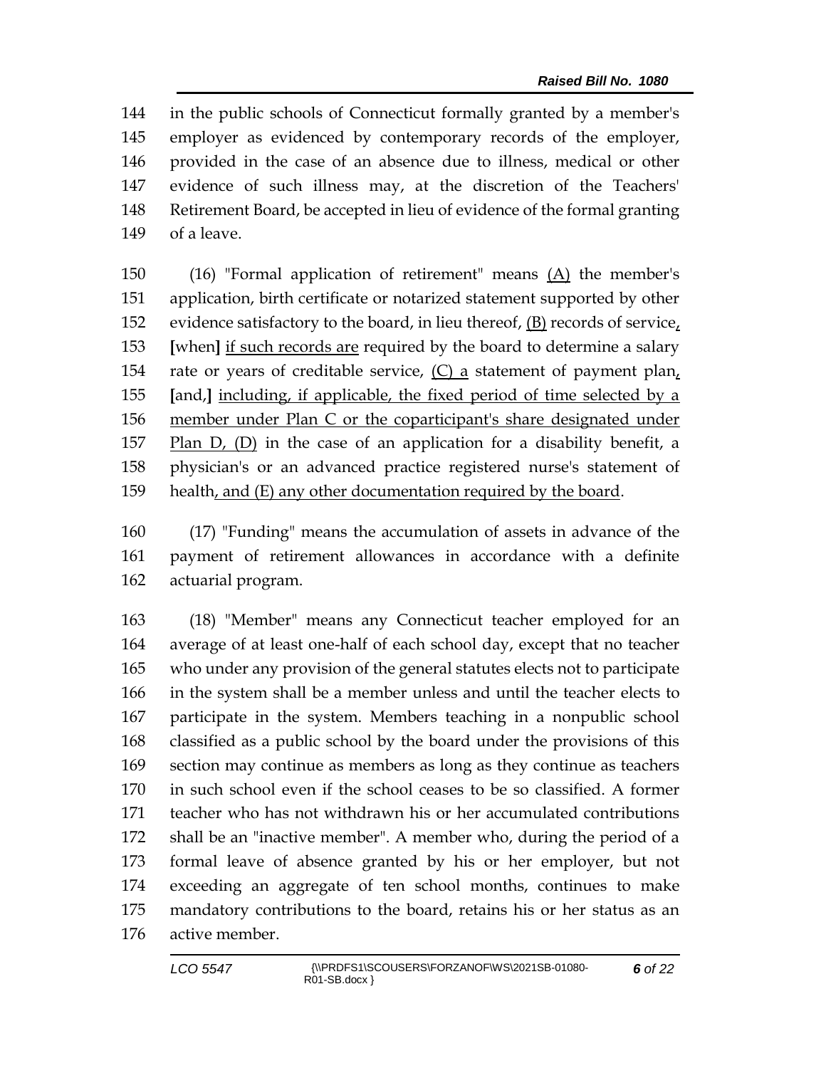in the public schools of Connecticut formally granted by a member's employer as evidenced by contemporary records of the employer, provided in the case of an absence due to illness, medical or other evidence of such illness may, at the discretion of the Teachers' Retirement Board, be accepted in lieu of evidence of the formal granting of a leave.

(16) "Formal application of retirement" means (A) the member's application, birth certificate or notarized statement supported by other evidence satisfactory to the board, in lieu thereof, (B) records of service, [when] if such records are required by the board to determine a salary rate or years of creditable service, (C) a statement of payment plan, [and,] including, if applicable, the fixed period of time selected by a member under Plan C or the coparticipant's share designated under Plan D, (D) in the case of an application for a disability benefit, a physician's or an advanced practice registered nurse's statement of health, and (E) any other documentation required by the board.

(17) "Funding" means the accumulation of assets in advance of the payment of retirement allowances in accordance with a definite actuarial program.

(18) "Member" means any Connecticut teacher employed for an average of at least one-half of each school day, except that no teacher who under any provision of the general statutes elects not to participate in the system shall be a member unless and until the teacher elects to participate in the system. Members teaching in a nonpublic school classified as a public school by the board under the provisions of this section may continue as members as long as they continue as teachers in such school even if the school ceases to be so classified. A former teacher who has not withdrawn his or her accumulated contributions shall be an "inactive member". A member who, during the period of a formal leave of absence granted by his or her employer, but not exceeding an aggregate of ten school months, continues to make mandatory contributions to the board, retains his or her status as an active member.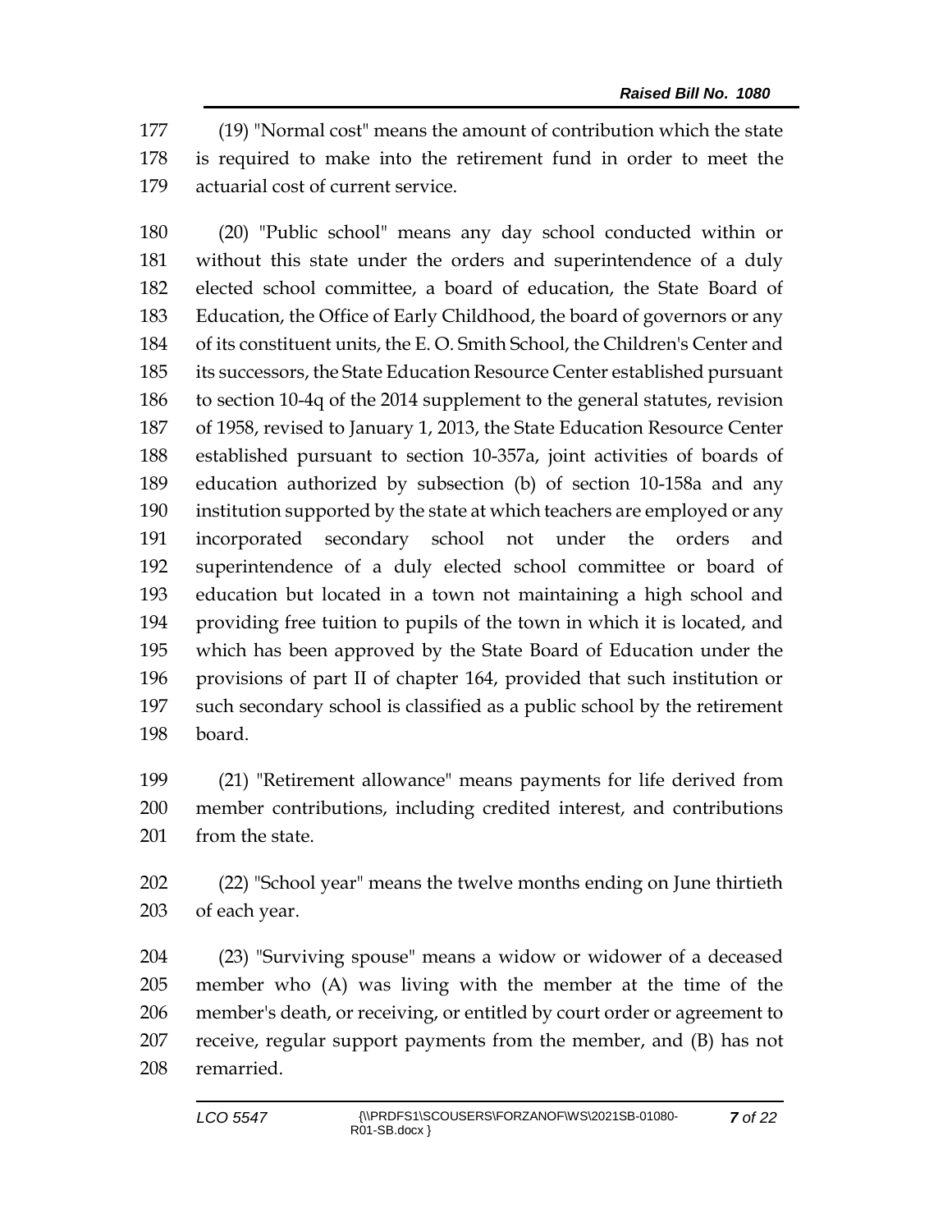(19) "Normal cost" means the amount of contribution which the state is required to make into the retirement fund in order to meet the actuarial cost of current service.

(20) "Public school" means any day school conducted within or without this state under the orders and superintendence of a duly elected school committee, a board of education, the State Board of Education, the Office of Early Childhood, the board of governors or any of its constituent units, the E. O. Smith School, the Children's Center and its successors, the State Education Resource Center established pursuant to section 10-4q of the 2014 supplement to the general statutes, revision of 1958, revised to January 1, 2013, the State Education Resource Center established pursuant to section 10-357a, joint activities of boards of education authorized by subsection (b) of section 10-158a and any institution supported by the state at which teachers are employed or any incorporated secondary school not under the orders and superintendence of a duly elected school committee or board of education but located in a town not maintaining a high school and providing free tuition to pupils of the town in which it is located, and which has been approved by the State Board of Education under the provisions of part II of chapter 164, provided that such institution or such secondary school is classified as a public school by the retirement board.

(21) "Retirement allowance" means payments for life derived from member contributions, including credited interest, and contributions from the state.

(22) "School year" means the twelve months ending on June thirtieth of each year.

(23) "Surviving spouse" means a widow or widower of a deceased member who (A) was living with the member at the time of the member's death, or receiving, or entitled by court order or agreement to receive, regular support payments from the member, and (B) has not remarried.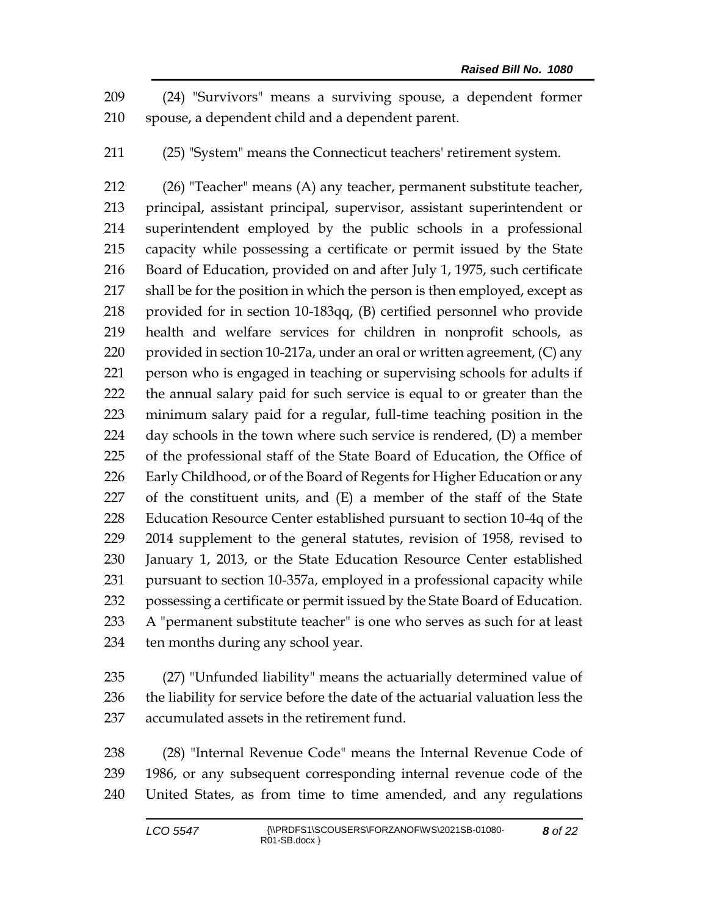(24) "Survivors" means a surviving spouse, a dependent former spouse, a dependent child and a dependent parent.

(25) "System" means the Connecticut teachers' retirement system.

(26) "Teacher" means (A) any teacher, permanent substitute teacher, principal, assistant principal, supervisor, assistant superintendent or superintendent employed by the public schools in a professional capacity while possessing a certificate or permit issued by the State Board of Education, provided on and after July 1, 1975, such certificate shall be for the position in which the person is then employed, except as provided for in section 10-183qq, (B) certified personnel who provide health and welfare services for children in nonprofit schools, as provided in section 10-217a, under an oral or written agreement, (C) any person who is engaged in teaching or supervising schools for adults if the annual salary paid for such service is equal to or greater than the minimum salary paid for a regular, full-time teaching position in the day schools in the town where such service is rendered, (D) a member of the professional staff of the State Board of Education, the Office of Early Childhood, or of the Board of Regents for Higher Education or any of the constituent units, and (E) a member of the staff of the State Education Resource Center established pursuant to section 10-4q of the 2014 supplement to the general statutes, revision of 1958, revised to January 1, 2013, or the State Education Resource Center established pursuant to section 10-357a, employed in a professional capacity while possessing a certificate or permit issued by the State Board of Education. A "permanent substitute teacher" is one who serves as such for at least ten months during any school year.

(27) "Unfunded liability" means the actuarially determined value of the liability for service before the date of the actuarial valuation less the accumulated assets in the retirement fund.

(28) "Internal Revenue Code" means the Internal Revenue Code of 1986, or any subsequent corresponding internal revenue code of the United States, as from time to time amended, and any regulations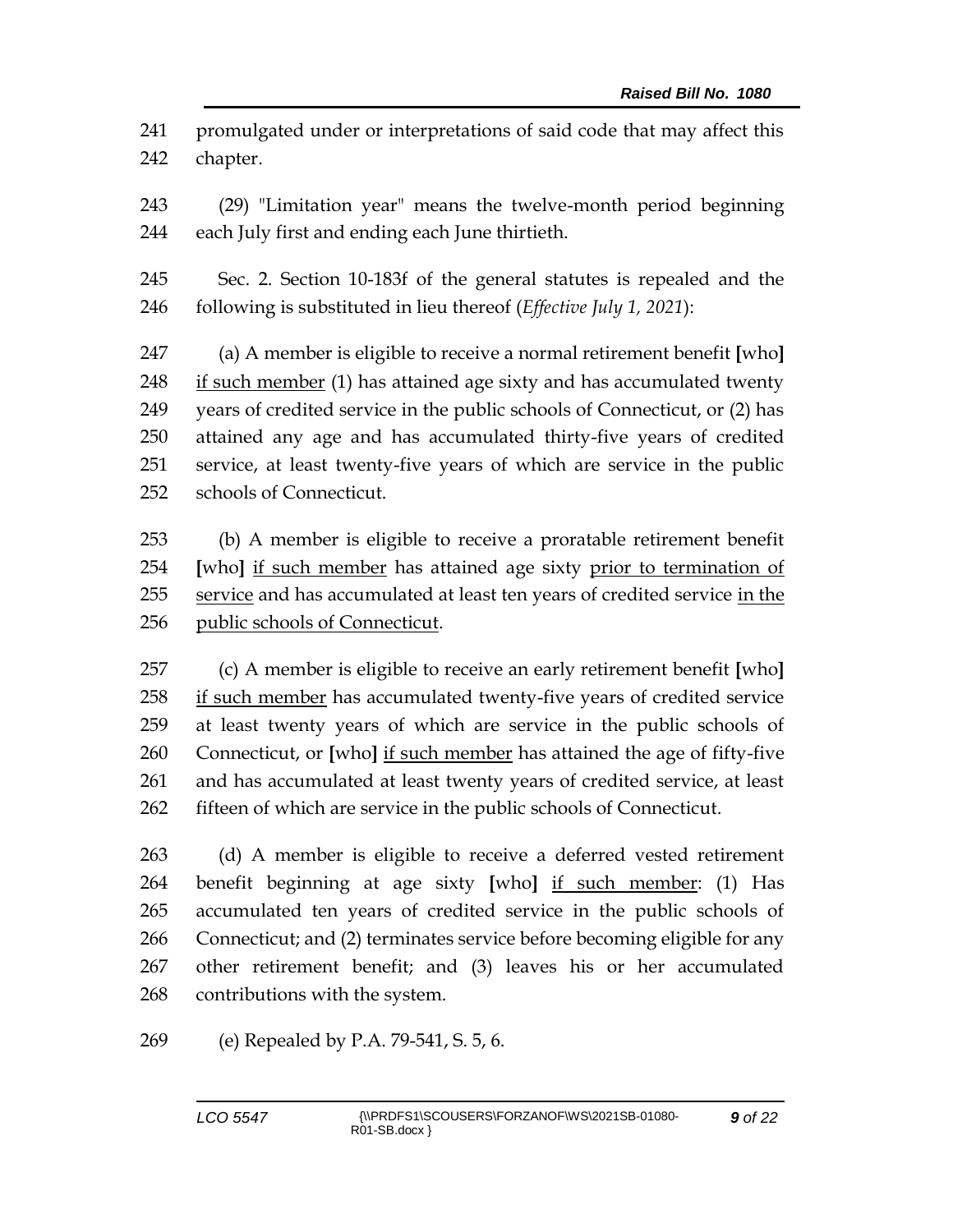promulgated under or interpretations of said code that may affect this chapter.

(29) "Limitation year" means the twelve-month period beginning each July first and ending each June thirtieth.

Sec. 2. Section 10-183f of the general statutes is repealed and the following is substituted in lieu thereof (*Effective July 1, 2021*):

(a) A member is eligible to receive a normal retirement benefit **[**who**]** <u>if such member</u> (1) has attained age sixty and has accumulated twenty years of credited service in the public schools of Connecticut, or (2) has attained any age and has accumulated thirty-five years of credited service, at least twenty-five years of which are service in the public schools of Connecticut.

(b) A member is eligible to receive a proratable retirement benefit **[**who**]** <u>if such member</u> has attained age sixty <u>prior to termination of service</u> and has accumulated at least ten years of credited service <u>in the public schools of Connecticut</u>.

(c) A member is eligible to receive an early retirement benefit **[**who**]** <u>if such member</u> has accumulated twenty-five years of credited service at least twenty years of which are service in the public schools of Connecticut, or **[**who**]** <u>if such member</u> has attained the age of fifty-five and has accumulated at least twenty years of credited service, at least fifteen of which are service in the public schools of Connecticut.

(d) A member is eligible to receive a deferred vested retirement benefit beginning at age sixty **[**who**]** <u>if such member</u>: (1) Has accumulated ten years of credited service in the public schools of Connecticut; and (2) terminates service before becoming eligible for any other retirement benefit; and (3) leaves his or her accumulated contributions with the system.

(e) Repealed by P.A. 79-541, S. 5, 6.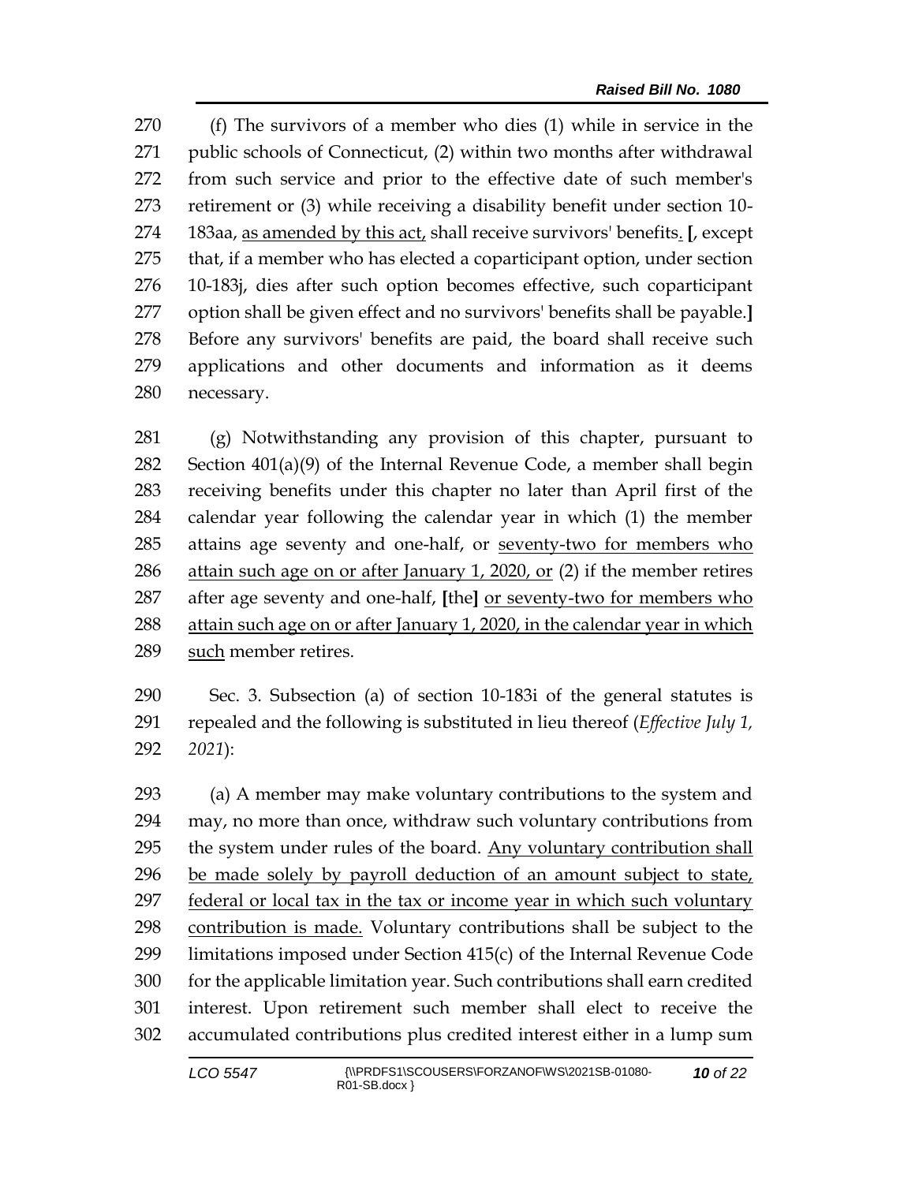270 (f) The survivors of a member who dies (1) while in service in the
271 public schools of Connecticut, (2) within two months after withdrawal
272 from such service and prior to the effective date of such member's
273 retirement or (3) while receiving a disability benefit under section 10-
274 183aa, <u>as amended by this act</u>, shall receive survivors' benefits<u>.</u> **[**, except
275 that, if a member who has elected a coparticipant option, under section
276 10-183j, dies after such option becomes effective, such coparticipant
277 option shall be given effect and no survivors' benefits shall be payable.**]**
278 Before any survivors' benefits are paid, the board shall receive such
279 applications and other documents and information as it deems
280 necessary.

281 (g) Notwithstanding any provision of this chapter, pursuant to
282 Section 401(a)(9) of the Internal Revenue Code, a member shall begin
283 receiving benefits under this chapter no later than April first of the
284 calendar year following the calendar year in which (1) the member
285 attains age seventy and one-half, or <u>seventy-two for members who</u>
286 <u>attain such age on or after January 1, 2020, or</u> (2) if the member retires
287 after age seventy and one-half, **[**the**]** <u>or seventy-two for members who</u>
288 <u>attain such age on or after January 1, 2020, in the calendar year in which</u>
289 <u>such</u> member retires.

290 Sec. 3. Subsection (a) of section 10-183i of the general statutes is
291 repealed and the following is substituted in lieu thereof (*Effective July 1,*
292 *2021*):

293 (a) A member may make voluntary contributions to the system and
294 may, no more than once, withdraw such voluntary contributions from
295 the system under rules of the board. <u>Any voluntary contribution shall</u>
296 <u>be made solely by payroll deduction of an amount subject to state,</u>
297 <u>federal or local tax in the tax or income year in which such voluntary</u>
298 <u>contribution is made.</u> Voluntary contributions shall be subject to the
299 limitations imposed under Section 415(c) of the Internal Revenue Code
300 for the applicable limitation year. Such contributions shall earn credited
301 interest. Upon retirement such member shall elect to receive the
302 accumulated contributions plus credited interest either in a lump sum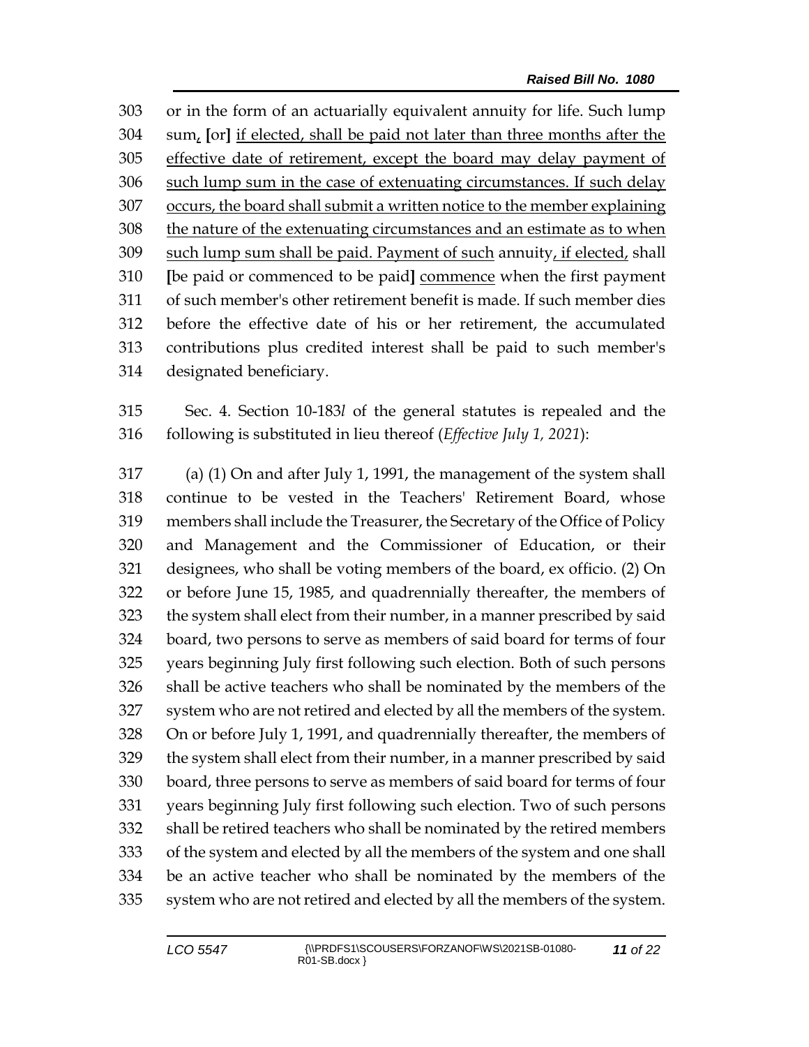303 or in the form of an actuarially equivalent annuity for life. Such lump
304 sum, [or] if elected, shall be paid not later than three months after the
305 effective date of retirement, except the board may delay payment of
306 such lump sum in the case of extenuating circumstances. If such delay
307 occurs, the board shall submit a written notice to the member explaining
308 the nature of the extenuating circumstances and an estimate as to when
309 such lump sum shall be paid. Payment of such annuity, if elected, shall
310 [be paid or commenced to be paid] commence when the first payment
311 of such member's other retirement benefit is made. If such member dies
312 before the effective date of his or her retirement, the accumulated
313 contributions plus credited interest shall be paid to such member's
314 designated beneficiary.

315 Sec. 4. Section 10-183*l* of the general statutes is repealed and the
316 following is substituted in lieu thereof (*Effective July 1, 2021*):

317 (a) (1) On and after July 1, 1991, the management of the system shall
318 continue to be vested in the Teachers' Retirement Board, whose
319 members shall include the Treasurer, the Secretary of the Office of Policy
320 and Management and the Commissioner of Education, or their
321 designees, who shall be voting members of the board, ex officio. (2) On
322 or before June 15, 1985, and quadrennially thereafter, the members of
323 the system shall elect from their number, in a manner prescribed by said
324 board, two persons to serve as members of said board for terms of four
325 years beginning July first following such election. Both of such persons
326 shall be active teachers who shall be nominated by the members of the
327 system who are not retired and elected by all the members of the system.
328 On or before July 1, 1991, and quadrennially thereafter, the members of
329 the system shall elect from their number, in a manner prescribed by said
330 board, three persons to serve as members of said board for terms of four
331 years beginning July first following such election. Two of such persons
332 shall be retired teachers who shall be nominated by the retired members
333 of the system and elected by all the members of the system and one shall
334 be an active teacher who shall be nominated by the members of the
335 system who are not retired and elected by all the members of the system.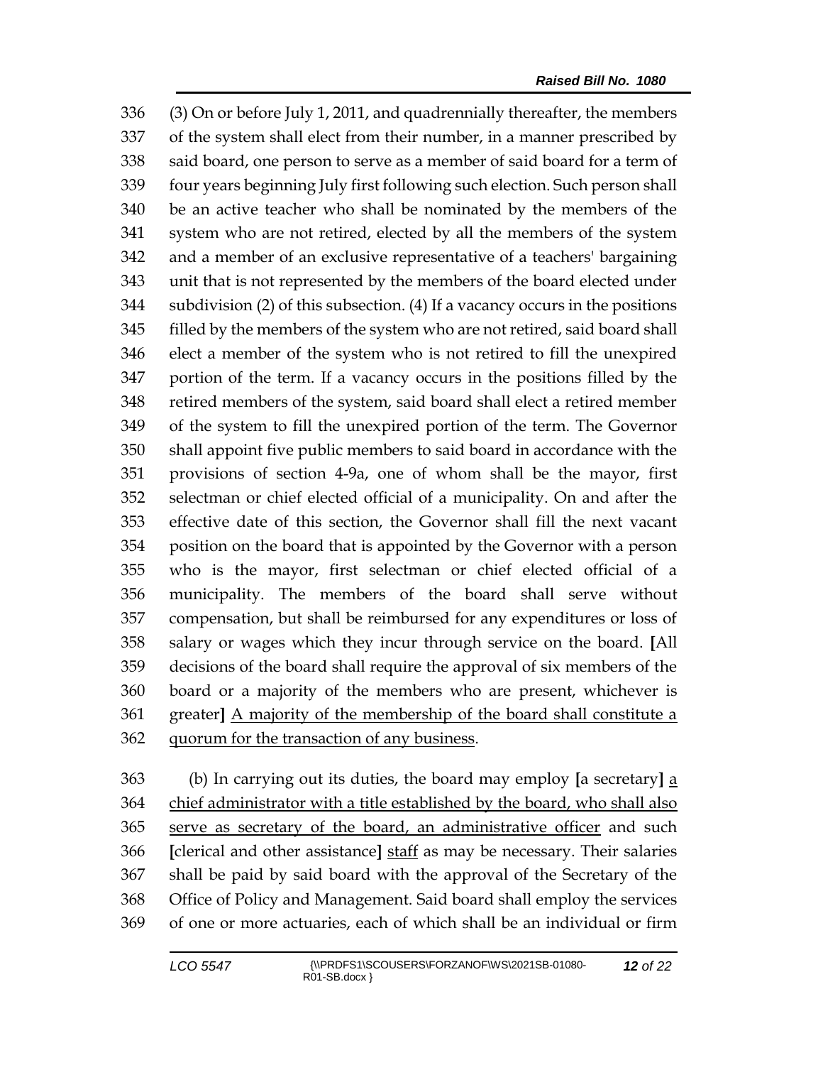(3) On or before July 1, 2011, and quadrennially thereafter, the members of the system shall elect from their number, in a manner prescribed by said board, one person to serve as a member of said board for a term of four years beginning July first following such election. Such person shall be an active teacher who shall be nominated by the members of the system who are not retired, elected by all the members of the system and a member of an exclusive representative of a teachers' bargaining unit that is not represented by the members of the board elected under subdivision (2) of this subsection. (4) If a vacancy occurs in the positions filled by the members of the system who are not retired, said board shall elect a member of the system who is not retired to fill the unexpired portion of the term. If a vacancy occurs in the positions filled by the retired members of the system, said board shall elect a retired member of the system to fill the unexpired portion of the term. The Governor shall appoint five public members to said board in accordance with the provisions of section 4-9a, one of whom shall be the mayor, first selectman or chief elected official of a municipality. On and after the effective date of this section, the Governor shall fill the next vacant position on the board that is appointed by the Governor with a person who is the mayor, first selectman or chief elected official of a municipality. The members of the board shall serve without compensation, but shall be reimbursed for any expenditures or loss of salary or wages which they incur through service on the board. **[**All decisions of the board shall require the approval of six members of the board or a majority of the members who are present, whichever is greater**]** <u>A majority of the membership of the board shall constitute a quorum for the transaction of any business</u>.

(b) In carrying out its duties, the board may employ **[**a secretary**]** <u>a chief administrator with a title established by the board, who shall also serve as secretary of the board, an administrative officer</u> and such **[**clerical and other assistance**]** <u>staff</u> as may be necessary. Their salaries shall be paid by said board with the approval of the Secretary of the Office of Policy and Management. Said board shall employ the services of one or more actuaries, each of which shall be an individual or firm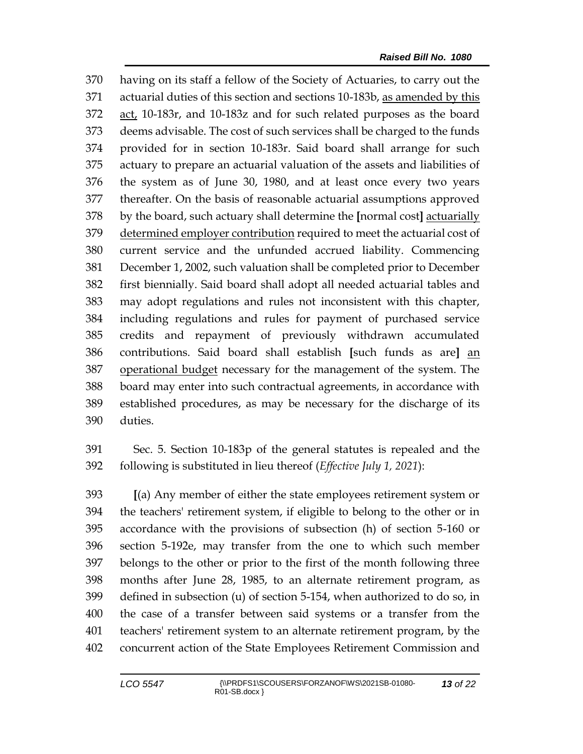370 having on its staff a fellow of the Society of Actuaries, to carry out the
371 actuarial duties of this section and sections 10-183b, <u>as amended by this</u>
372 <u>act,</u> 10-183r, and 10-183z and for such related purposes as the board
373 deems advisable. The cost of such services shall be charged to the funds
374 provided for in section 10-183r. Said board shall arrange for such
375 actuary to prepare an actuarial valuation of the assets and liabilities of
376 the system as of June 30, 1980, and at least once every two years
377 thereafter. On the basis of reasonable actuarial assumptions approved
378 by the board, such actuary shall determine the **[**normal cost**]** <u>actuarially</u>
379 <u>determined employer contribution</u> required to meet the actuarial cost of
380 current service and the unfunded accrued liability. Commencing
381 December 1, 2002, such valuation shall be completed prior to December
382 first biennially. Said board shall adopt all needed actuarial tables and
383 may adopt regulations and rules not inconsistent with this chapter,
384 including regulations and rules for payment of purchased service
385 credits and repayment of previously withdrawn accumulated
386 contributions. Said board shall establish **[**such funds as are**]** <u>an</u>
387 <u>operational budget</u> necessary for the management of the system. The
388 board may enter into such contractual agreements, in accordance with
389 established procedures, as may be necessary for the discharge of its
390 duties.

391 Sec. 5. Section 10-183p of the general statutes is repealed and the
392 following is substituted in lieu thereof (*Effective July 1, 2021*):

393 **[**(a) Any member of either the state employees retirement system or
394 the teachers' retirement system, if eligible to belong to the other or in
395 accordance with the provisions of subsection (h) of section 5-160 or
396 section 5-192e, may transfer from the one to which such member
397 belongs to the other or prior to the first of the month following three
398 months after June 28, 1985, to an alternate retirement program, as
399 defined in subsection (u) of section 5-154, when authorized to do so, in
400 the case of a transfer between said systems or a transfer from the
401 teachers' retirement system to an alternate retirement program, by the
402 concurrent action of the State Employees Retirement Commission and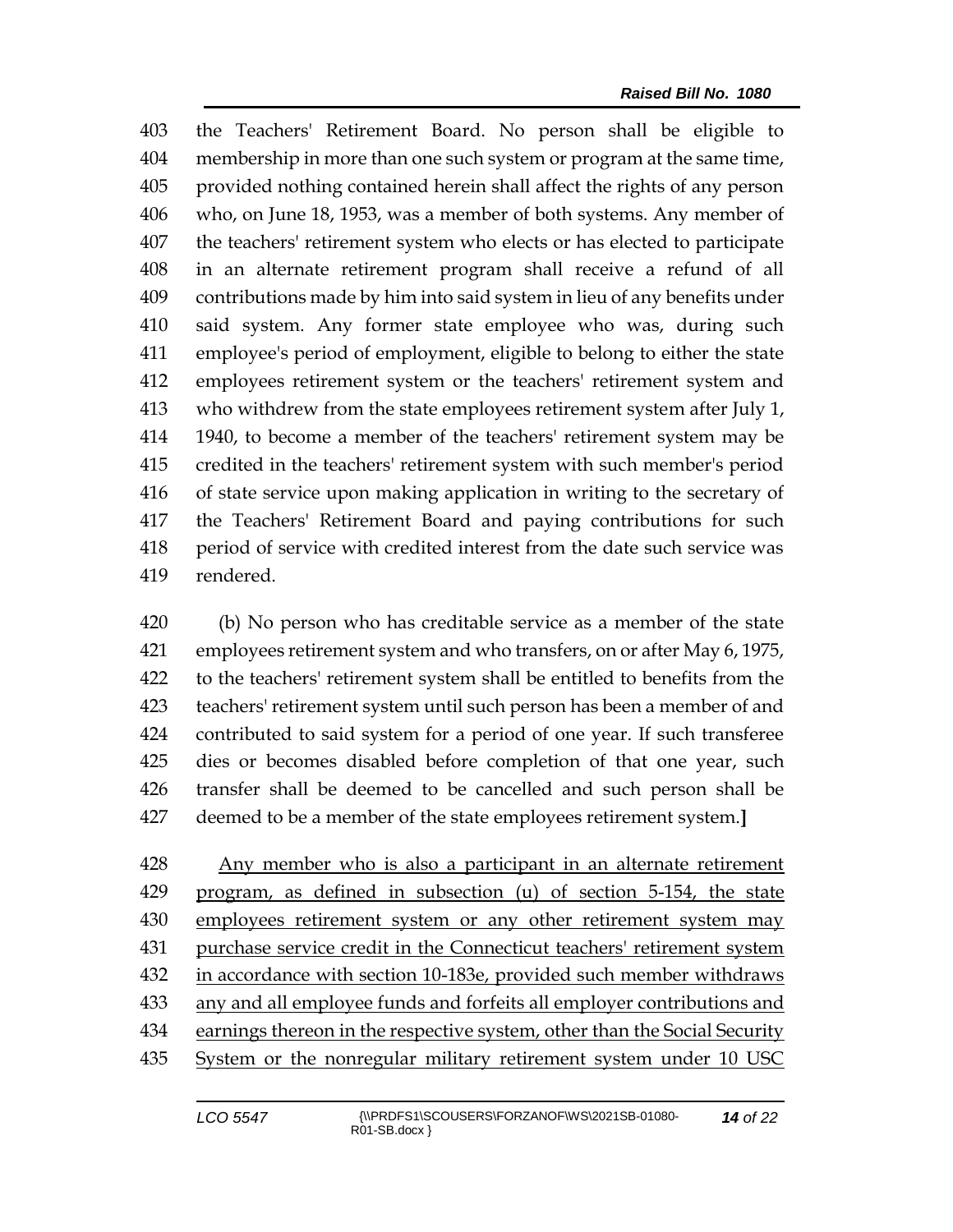403 the Teachers' Retirement Board. No person shall be eligible to
404 membership in more than one such system or program at the same time,
405 provided nothing contained herein shall affect the rights of any person
406 who, on June 18, 1953, was a member of both systems. Any member of
407 the teachers' retirement system who elects or has elected to participate
408 in an alternate retirement program shall receive a refund of all
409 contributions made by him into said system in lieu of any benefits under
410 said system. Any former state employee who was, during such
411 employee's period of employment, eligible to belong to either the state
412 employees retirement system or the teachers' retirement system and
413 who withdrew from the state employees retirement system after July 1,
414 1940, to become a member of the teachers' retirement system may be
415 credited in the teachers' retirement system with such member's period
416 of state service upon making application in writing to the secretary of
417 the Teachers' Retirement Board and paying contributions for such
418 period of service with credited interest from the date such service was
419 rendered.

420 (b) No person who has creditable service as a member of the state
421 employees retirement system and who transfers, on or after May 6, 1975,
422 to the teachers' retirement system shall be entitled to benefits from the
423 teachers' retirement system until such person has been a member of and
424 contributed to said system for a period of one year. If such transferee
425 dies or becomes disabled before completion of that one year, such
426 transfer shall be deemed to be cancelled and such person shall be
427 deemed to be a member of the state employees retirement system.**]**

428 <u>Any member who is also a participant in an alternate retirement</u>
429 <u>program, as defined in subsection (u) of section 5-154, the state</u>
430 <u>employees retirement system or any other retirement system may</u>
431 <u>purchase service credit in the Connecticut teachers' retirement system</u>
432 <u>in accordance with section 10-183e, provided such member withdraws</u>
433 <u>any and all employee funds and forfeits all employer contributions and</u>
434 <u>earnings thereon in the respective system, other than the Social Security</u>
435 <u>System or the nonregular military retirement system under 10 USC</u>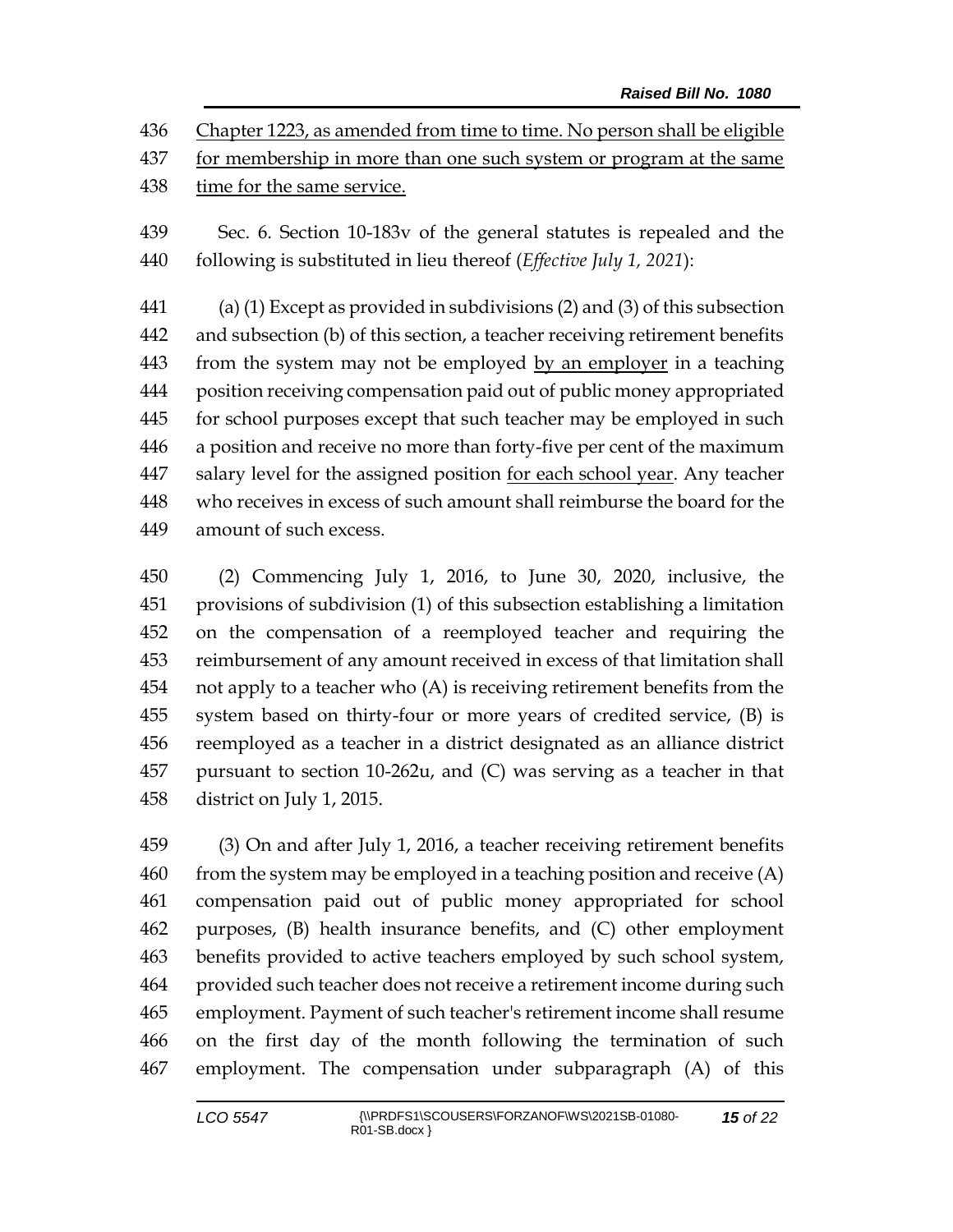Chapter 1223, as amended from time to time. No person shall be eligible for membership in more than one such system or program at the same time for the same service.

Sec. 6. Section 10-183v of the general statutes is repealed and the following is substituted in lieu thereof (*Effective July 1, 2021*):

(a) (1) Except as provided in subdivisions (2) and (3) of this subsection and subsection (b) of this section, a teacher receiving retirement benefits from the system may not be employed by an employer in a teaching position receiving compensation paid out of public money appropriated for school purposes except that such teacher may be employed in such a position and receive no more than forty-five per cent of the maximum salary level for the assigned position for each school year. Any teacher who receives in excess of such amount shall reimburse the board for the amount of such excess.

(2) Commencing July 1, 2016, to June 30, 2020, inclusive, the provisions of subdivision (1) of this subsection establishing a limitation on the compensation of a reemployed teacher and requiring the reimbursement of any amount received in excess of that limitation shall not apply to a teacher who (A) is receiving retirement benefits from the system based on thirty-four or more years of credited service, (B) is reemployed as a teacher in a district designated as an alliance district pursuant to section 10-262u, and (C) was serving as a teacher in that district on July 1, 2015.

(3) On and after July 1, 2016, a teacher receiving retirement benefits from the system may be employed in a teaching position and receive (A) compensation paid out of public money appropriated for school purposes, (B) health insurance benefits, and (C) other employment benefits provided to active teachers employed by such school system, provided such teacher does not receive a retirement income during such employment. Payment of such teacher's retirement income shall resume on the first day of the month following the termination of such employment. The compensation under subparagraph (A) of this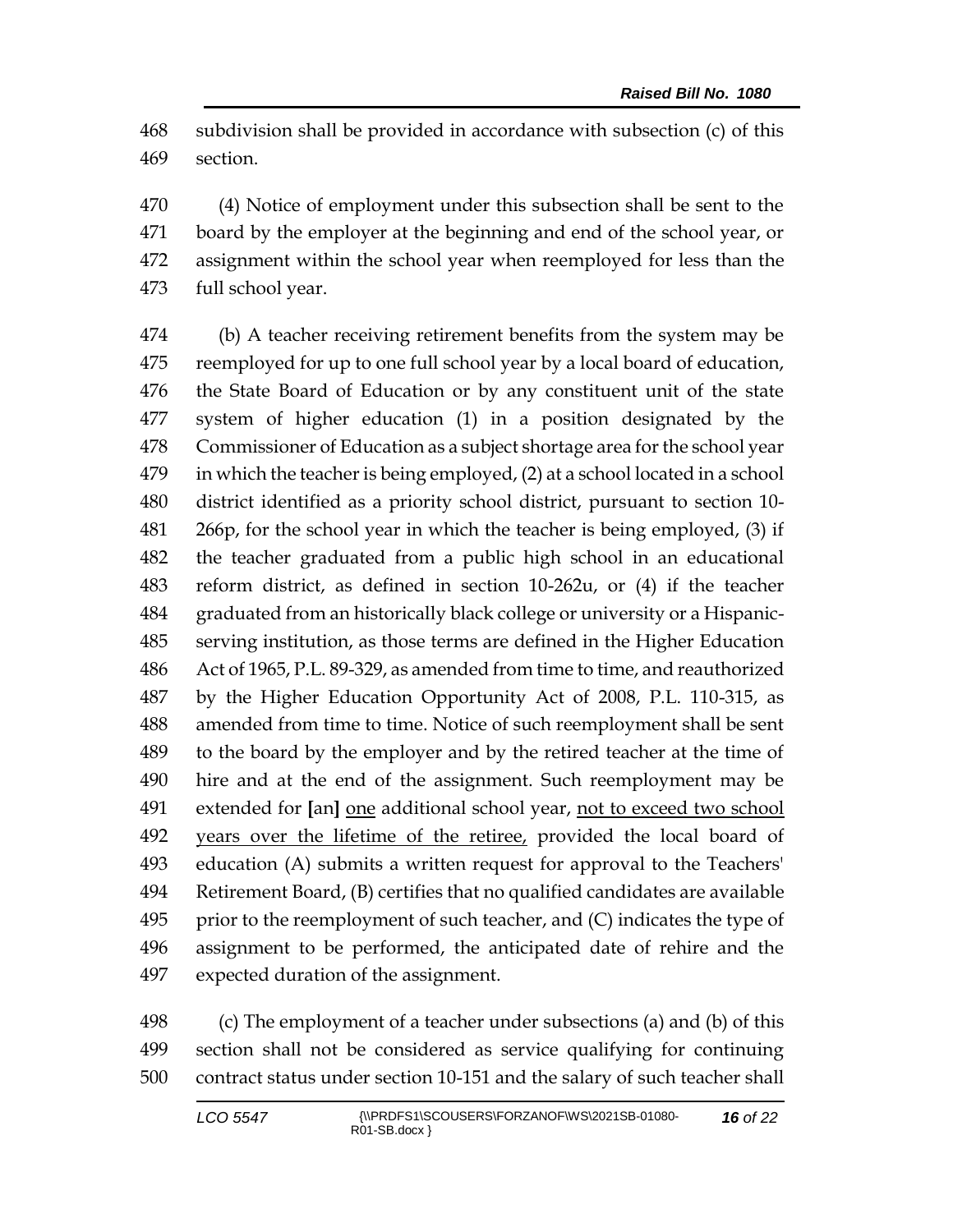subdivision shall be provided in accordance with subsection (c) of this section.

(4) Notice of employment under this subsection shall be sent to the board by the employer at the beginning and end of the school year, or assignment within the school year when reemployed for less than the full school year.

(b) A teacher receiving retirement benefits from the system may be reemployed for up to one full school year by a local board of education, the State Board of Education or by any constituent unit of the state system of higher education (1) in a position designated by the Commissioner of Education as a subject shortage area for the school year in which the teacher is being employed, (2) at a school located in a school district identified as a priority school district, pursuant to section 10-266p, for the school year in which the teacher is being employed, (3) if the teacher graduated from a public high school in an educational reform district, as defined in section 10-262u, or (4) if the teacher graduated from an historically black college or university or a Hispanic-serving institution, as those terms are defined in the Higher Education Act of 1965, P.L. 89-329, as amended from time to time, and reauthorized by the Higher Education Opportunity Act of 2008, P.L. 110-315, as amended from time to time. Notice of such reemployment shall be sent to the board by the employer and by the retired teacher at the time of hire and at the end of the assignment. Such reemployment may be extended for [an] <u>one</u> additional school year, <u>not to exceed two school years over the lifetime of the retiree,</u> provided the local board of education (A) submits a written request for approval to the Teachers' Retirement Board, (B) certifies that no qualified candidates are available prior to the reemployment of such teacher, and (C) indicates the type of assignment to be performed, the anticipated date of rehire and the expected duration of the assignment.

(c) The employment of a teacher under subsections (a) and (b) of this section shall not be considered as service qualifying for continuing contract status under section 10-151 and the salary of such teacher shall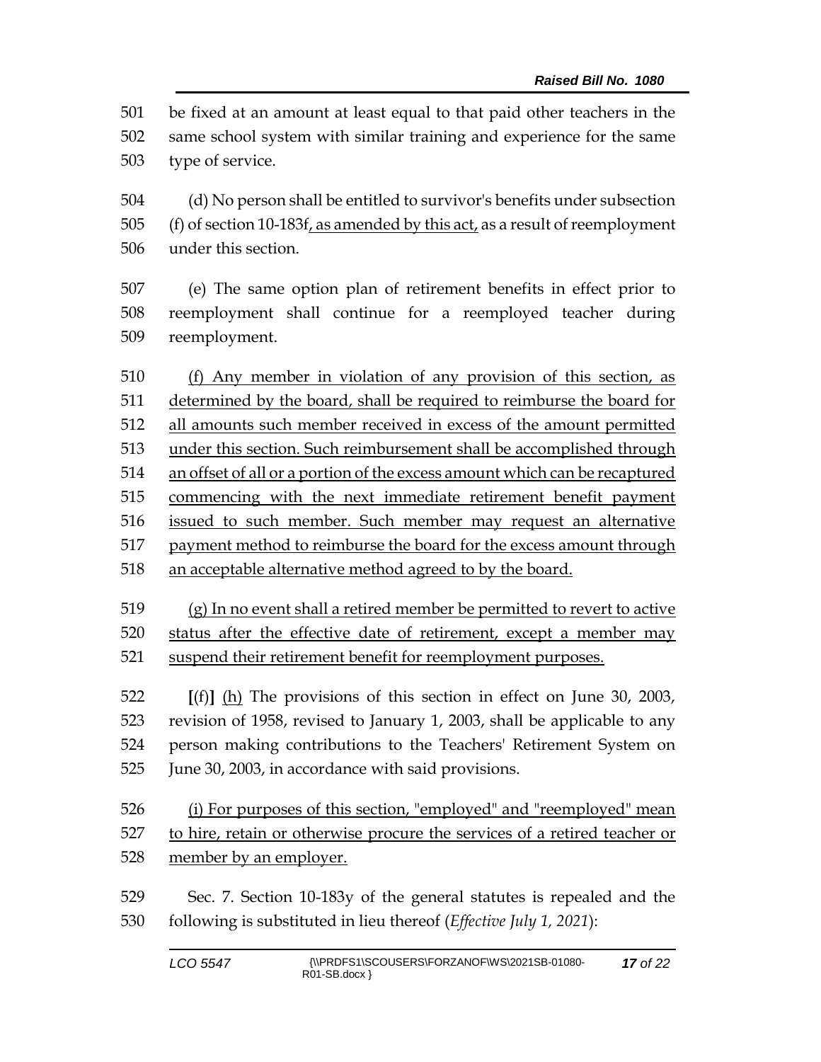501 be fixed at an amount at least equal to that paid other teachers in the
502 same school system with similar training and experience for the same
503 type of service.

504 (d) No person shall be entitled to survivor's benefits under subsection
505 (f) of section 10-183f<u>, as amended by this act,</u> as a result of reemployment
506 under this section.

507 (e) The same option plan of retirement benefits in effect prior to
508 reemployment shall continue for a reemployed teacher during
509 reemployment.

510 <u>(f) Any member in violation of any provision of this section, as</u>
511 <u>determined by the board, shall be required to reimburse the board for</u>
512 <u>all amounts such member received in excess of the amount permitted</u>
513 <u>under this section. Such reimbursement shall be accomplished through</u>
514 <u>an offset of all or a portion of the excess amount which can be recaptured</u>
515 <u>commencing with the next immediate retirement benefit payment</u>
516 <u>issued to such member. Such member may request an alternative</u>
517 <u>payment method to reimburse the board for the excess amount through</u>
518 <u>an acceptable alternative method agreed to by the board.</u>

519 <u>(g) In no event shall a retired member be permitted to revert to active</u>
520 <u>status after the effective date of retirement, except a member may</u>
521 <u>suspend their retirement benefit for reemployment purposes.</u>

522 **[**(f)**]** <u>(h)</u> The provisions of this section in effect on June 30, 2003,
523 revision of 1958, revised to January 1, 2003, shall be applicable to any
524 person making contributions to the Teachers' Retirement System on
525 June 30, 2003, in accordance with said provisions.

526 <u>(i) For purposes of this section, "employed" and "reemployed" mean</u>
527 <u>to hire, retain or otherwise procure the services of a retired teacher or</u>
528 <u>member by an employer.</u>

529 Sec. 7. Section 10-183y of the general statutes is repealed and the
530 following is substituted in lieu thereof (*Effective July 1, 2021*):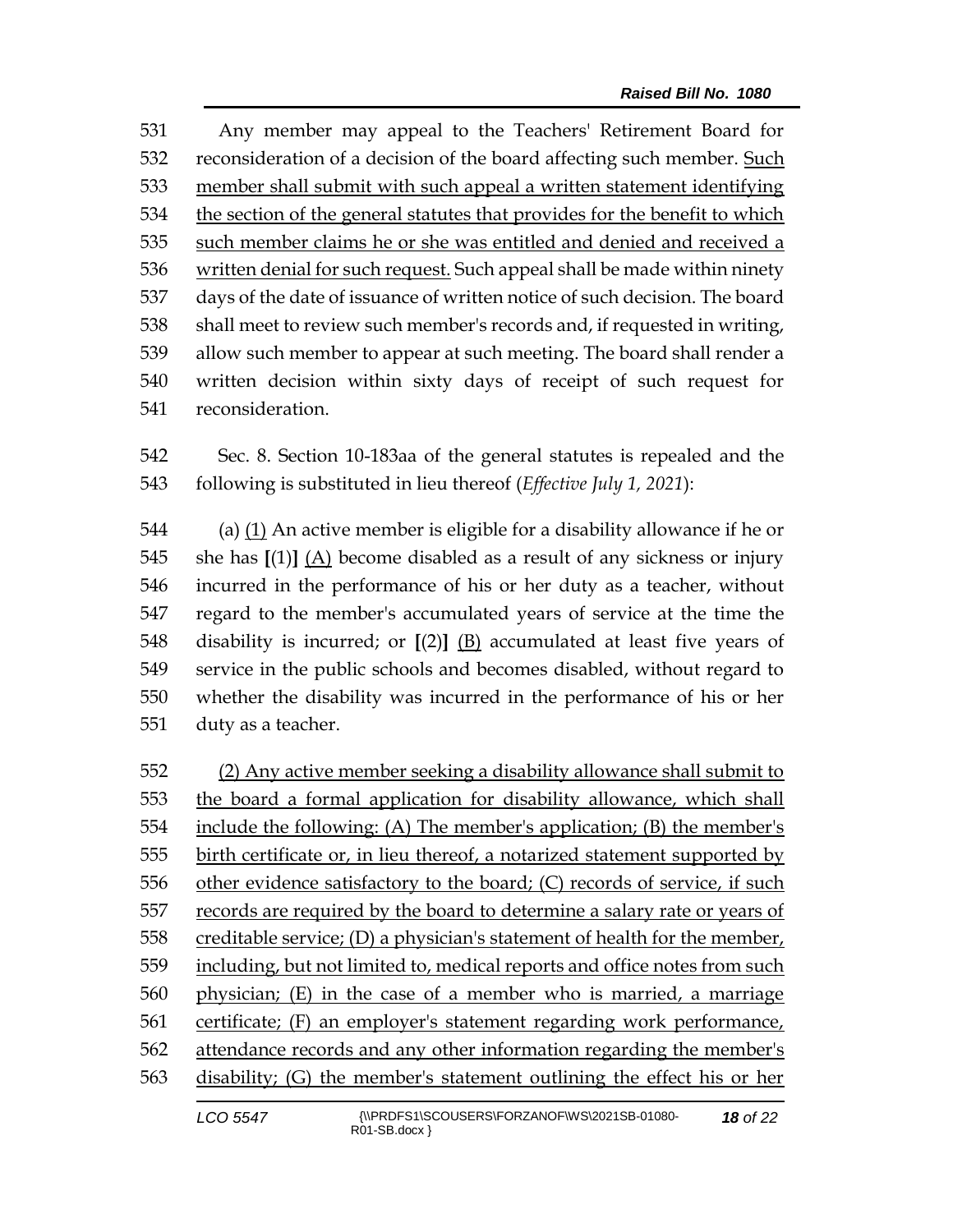Any member may appeal to the Teachers' Retirement Board for reconsideration of a decision of the board affecting such member. <u>Such member shall submit with such appeal a written statement identifying the section of the general statutes that provides for the benefit to which such member claims he or she was entitled and denied and received a written denial for such request.</u> Such appeal shall be made within ninety days of the date of issuance of written notice of such decision. The board shall meet to review such member's records and, if requested in writing, allow such member to appear at such meeting. The board shall render a written decision within sixty days of receipt of such request for reconsideration.

Sec. 8. Section 10-183aa of the general statutes is repealed and the following is substituted in lieu thereof (*Effective July 1, 2021*):

(a) <u>(1)</u> An active member is eligible for a disability allowance if he or she has **[**(1)**]** <u>(A)</u> become disabled as a result of any sickness or injury incurred in the performance of his or her duty as a teacher, without regard to the member's accumulated years of service at the time the disability is incurred; or **[**(2)**]** <u>(B)</u> accumulated at least five years of service in the public schools and becomes disabled, without regard to whether the disability was incurred in the performance of his or her duty as a teacher.

<u>(2) Any active member seeking a disability allowance shall submit to the board a formal application for disability allowance, which shall include the following: (A) The member's application; (B) the member's birth certificate or, in lieu thereof, a notarized statement supported by other evidence satisfactory to the board; (C) records of service, if such records are required by the board to determine a salary rate or years of creditable service; (D) a physician's statement of health for the member, including, but not limited to, medical reports and office notes from such physician; (E) in the case of a member who is married, a marriage certificate; (F) an employer's statement regarding work performance, attendance records and any other information regarding the member's disability; (G) the member's statement outlining the effect his or her</u>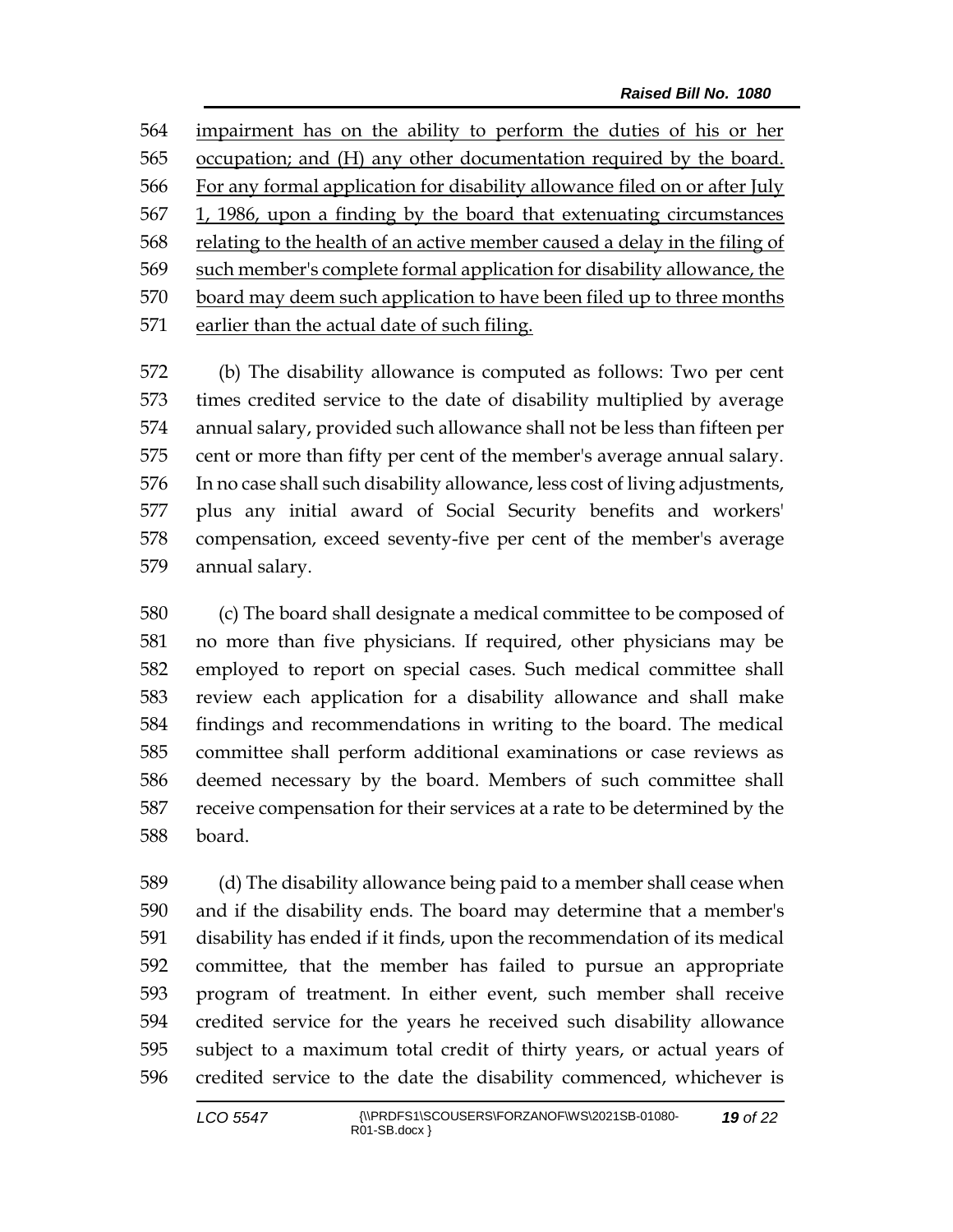impairment has on the ability to perform the duties of his or her occupation; and (H) any other documentation required by the board. For any formal application for disability allowance filed on or after July 1, 1986, upon a finding by the board that extenuating circumstances relating to the health of an active member caused a delay in the filing of such member's complete formal application for disability allowance, the board may deem such application to have been filed up to three months earlier than the actual date of such filing.

(b) The disability allowance is computed as follows: Two per cent times credited service to the date of disability multiplied by average annual salary, provided such allowance shall not be less than fifteen per cent or more than fifty per cent of the member's average annual salary. In no case shall such disability allowance, less cost of living adjustments, plus any initial award of Social Security benefits and workers' compensation, exceed seventy-five per cent of the member's average annual salary.

(c) The board shall designate a medical committee to be composed of no more than five physicians. If required, other physicians may be employed to report on special cases. Such medical committee shall review each application for a disability allowance and shall make findings and recommendations in writing to the board. The medical committee shall perform additional examinations or case reviews as deemed necessary by the board. Members of such committee shall receive compensation for their services at a rate to be determined by the board.

(d) The disability allowance being paid to a member shall cease when and if the disability ends. The board may determine that a member's disability has ended if it finds, upon the recommendation of its medical committee, that the member has failed to pursue an appropriate program of treatment. In either event, such member shall receive credited service for the years he received such disability allowance subject to a maximum total credit of thirty years, or actual years of credited service to the date the disability commenced, whichever is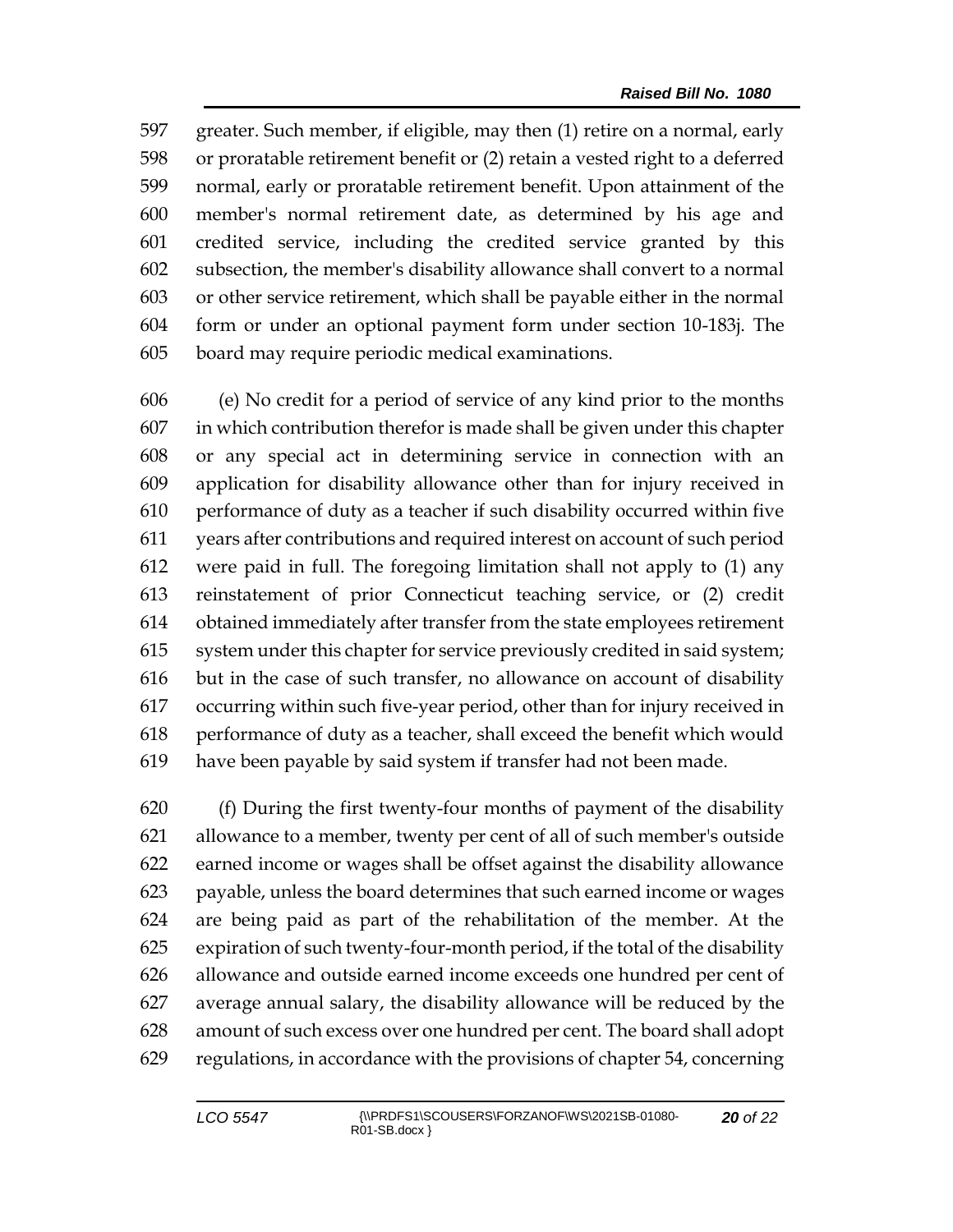greater. Such member, if eligible, may then (1) retire on a normal, early or proratable retirement benefit or (2) retain a vested right to a deferred normal, early or proratable retirement benefit. Upon attainment of the member's normal retirement date, as determined by his age and credited service, including the credited service granted by this subsection, the member's disability allowance shall convert to a normal or other service retirement, which shall be payable either in the normal form or under an optional payment form under section 10-183j. The board may require periodic medical examinations.

(e) No credit for a period of service of any kind prior to the months in which contribution therefor is made shall be given under this chapter or any special act in determining service in connection with an application for disability allowance other than for injury received in performance of duty as a teacher if such disability occurred within five years after contributions and required interest on account of such period were paid in full. The foregoing limitation shall not apply to (1) any reinstatement of prior Connecticut teaching service, or (2) credit obtained immediately after transfer from the state employees retirement system under this chapter for service previously credited in said system; but in the case of such transfer, no allowance on account of disability occurring within such five-year period, other than for injury received in performance of duty as a teacher, shall exceed the benefit which would have been payable by said system if transfer had not been made.

(f) During the first twenty-four months of payment of the disability allowance to a member, twenty per cent of all of such member's outside earned income or wages shall be offset against the disability allowance payable, unless the board determines that such earned income or wages are being paid as part of the rehabilitation of the member. At the expiration of such twenty-four-month period, if the total of the disability allowance and outside earned income exceeds one hundred per cent of average annual salary, the disability allowance will be reduced by the amount of such excess over one hundred per cent. The board shall adopt regulations, in accordance with the provisions of chapter 54, concerning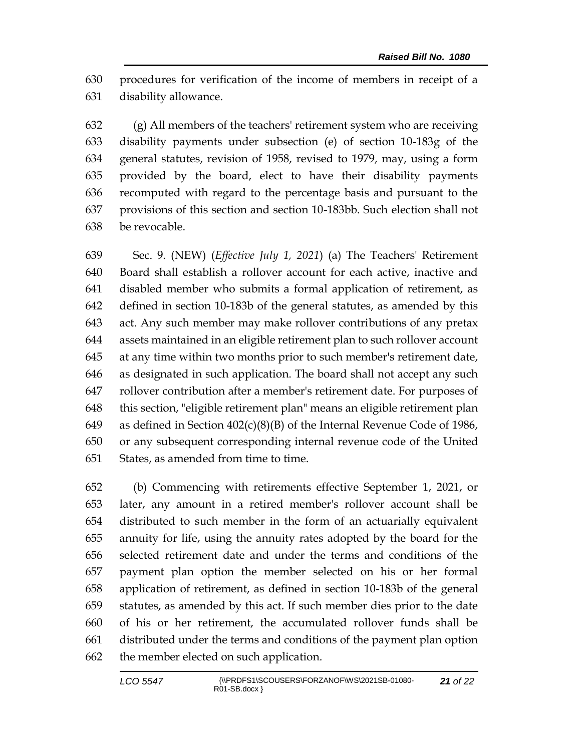procedures for verification of the income of members in receipt of a disability allowance.

(g) All members of the teachers' retirement system who are receiving disability payments under subsection (e) of section 10-183g of the general statutes, revision of 1958, revised to 1979, may, using a form provided by the board, elect to have their disability payments recomputed with regard to the percentage basis and pursuant to the provisions of this section and section 10-183bb. Such election shall not be revocable.

Sec. 9. (NEW) (*Effective July 1, 2021*) (a) The Teachers' Retirement Board shall establish a rollover account for each active, inactive and disabled member who submits a formal application of retirement, as defined in section 10-183b of the general statutes, as amended by this act. Any such member may make rollover contributions of any pretax assets maintained in an eligible retirement plan to such rollover account at any time within two months prior to such member's retirement date, as designated in such application. The board shall not accept any such rollover contribution after a member's retirement date. For purposes of this section, "eligible retirement plan" means an eligible retirement plan as defined in Section 402(c)(8)(B) of the Internal Revenue Code of 1986, or any subsequent corresponding internal revenue code of the United States, as amended from time to time.

(b) Commencing with retirements effective September 1, 2021, or later, any amount in a retired member's rollover account shall be distributed to such member in the form of an actuarially equivalent annuity for life, using the annuity rates adopted by the board for the selected retirement date and under the terms and conditions of the payment plan option the member selected on his or her formal application of retirement, as defined in section 10-183b of the general statutes, as amended by this act. If such member dies prior to the date of his or her retirement, the accumulated rollover funds shall be distributed under the terms and conditions of the payment plan option the member elected on such application.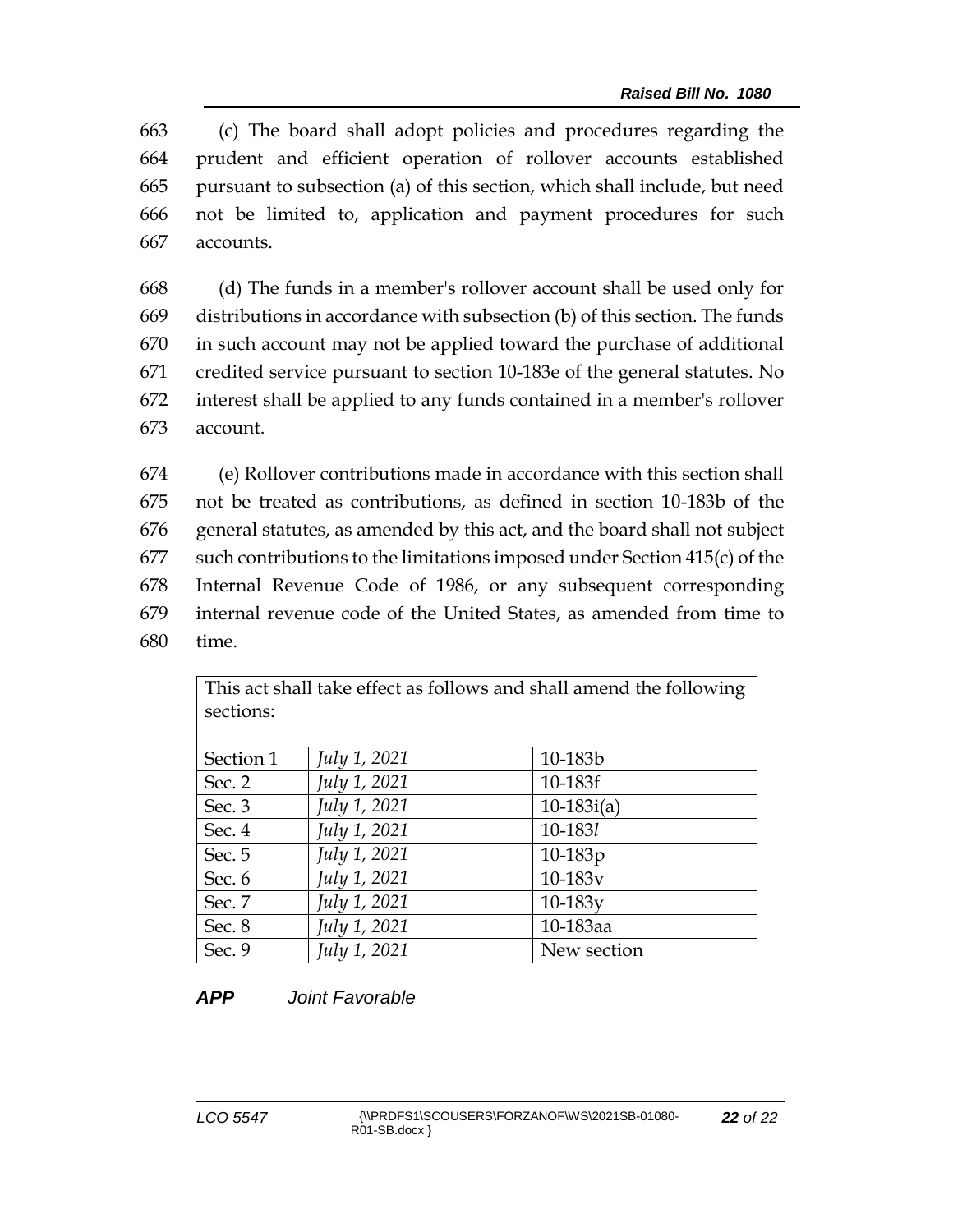(c) The board shall adopt policies and procedures regarding the prudent and efficient operation of rollover accounts established pursuant to subsection (a) of this section, which shall include, but need not be limited to, application and payment procedures for such accounts.

(d) The funds in a member's rollover account shall be used only for distributions in accordance with subsection (b) of this section. The funds in such account may not be applied toward the purchase of additional credited service pursuant to section 10-183e of the general statutes. No interest shall be applied to any funds contained in a member's rollover account.

(e) Rollover contributions made in accordance with this section shall not be treated as contributions, as defined in section 10-183b of the general statutes, as amended by this act, and the board shall not subject such contributions to the limitations imposed under Section 415(c) of the Internal Revenue Code of 1986, or any subsequent corresponding internal revenue code of the United States, as amended from time to time.

| This act shall take effect as follows and shall amend the following sections: | | |
|---|---|---|
| Section 1 | *July 1, 2021* | 10-183b |
| Sec. 2 | *July 1, 2021* | 10-183f |
| Sec. 3 | *July 1, 2021* | 10-183i(a) |
| Sec. 4 | *July 1, 2021* | 10-183*l* |
| Sec. 5 | *July 1, 2021* | 10-183p |
| Sec. 6 | *July 1, 2021* | 10-183v |
| Sec. 7 | *July 1, 2021* | 10-183y |
| Sec. 8 | *July 1, 2021* | 10-183aa |
| Sec. 9 | *July 1, 2021* | New section |

***APP*** *Joint Favorable*